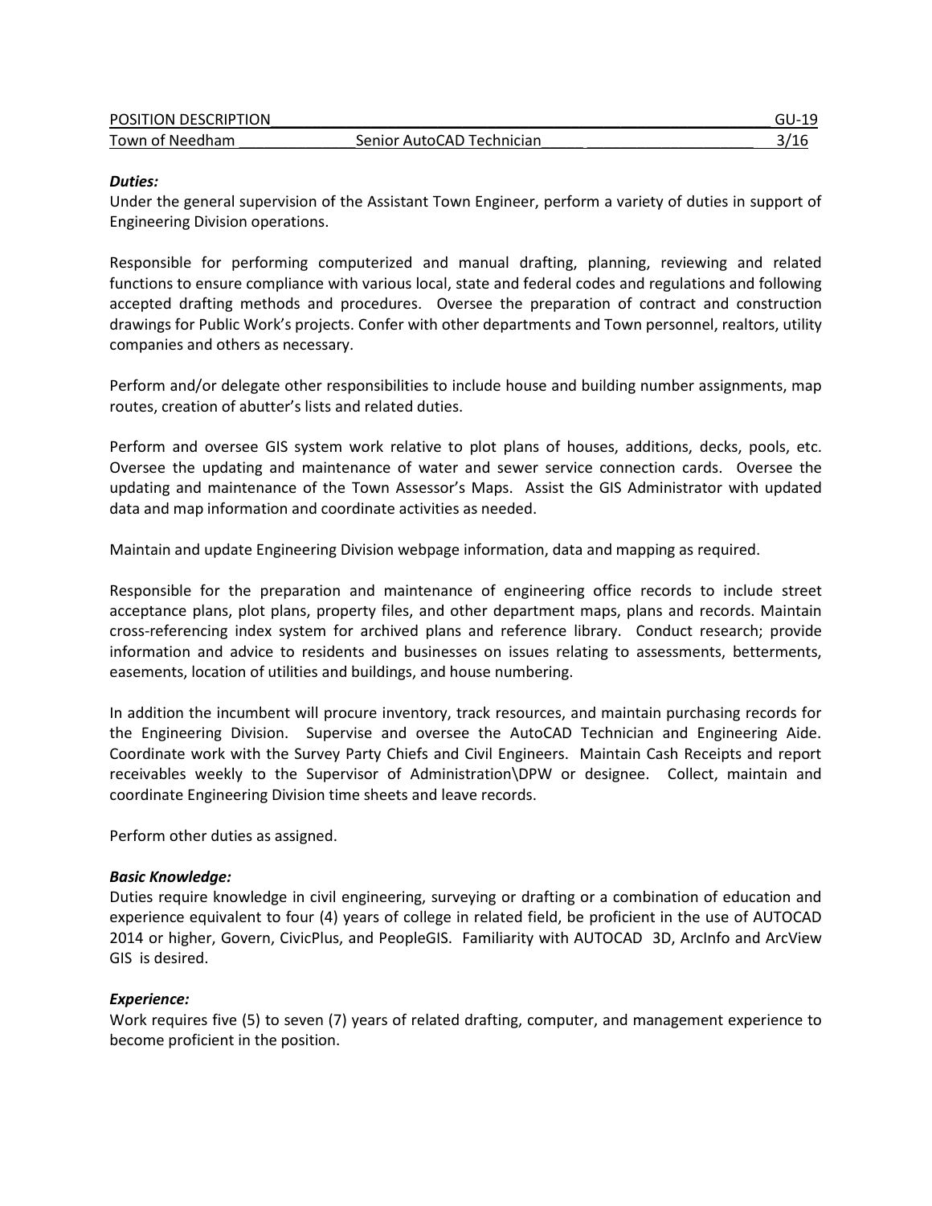POSITION DESCRIPTION GU-19

Town of Needham Senior AutoCAD Technician 3/16

***Duties:***

Under the general supervision of the Assistant Town Engineer, perform a variety of duties in support of Engineering Division operations.

Responsible for performing computerized and manual drafting, planning, reviewing and related functions to ensure compliance with various local, state and federal codes and regulations and following accepted drafting methods and procedures. Oversee the preparation of contract and construction drawings for Public Work's projects. Confer with other departments and Town personnel, realtors, utility companies and others as necessary.

Perform and/or delegate other responsibilities to include house and building number assignments, map routes, creation of abutter's lists and related duties.

Perform and oversee GIS system work relative to plot plans of houses, additions, decks, pools, etc. Oversee the updating and maintenance of water and sewer service connection cards. Oversee the updating and maintenance of the Town Assessor's Maps. Assist the GIS Administrator with updated data and map information and coordinate activities as needed.

Maintain and update Engineering Division webpage information, data and mapping as required.

Responsible for the preparation and maintenance of engineering office records to include street acceptance plans, plot plans, property files, and other department maps, plans and records. Maintain cross-referencing index system for archived plans and reference library. Conduct research; provide information and advice to residents and businesses on issues relating to assessments, betterments, easements, location of utilities and buildings, and house numbering.

In addition the incumbent will procure inventory, track resources, and maintain purchasing records for the Engineering Division. Supervise and oversee the AutoCAD Technician and Engineering Aide. Coordinate work with the Survey Party Chiefs and Civil Engineers. Maintain Cash Receipts and report receivables weekly to the Supervisor of Administration\DPW or designee. Collect, maintain and coordinate Engineering Division time sheets and leave records.

Perform other duties as assigned.

***Basic Knowledge:***

Duties require knowledge in civil engineering, surveying or drafting or a combination of education and experience equivalent to four (4) years of college in related field, be proficient in the use of AUTOCAD 2014 or higher, Govern, CivicPlus, and PeopleGIS. Familiarity with AUTOCAD 3D, ArcInfo and ArcView GIS is desired.

***Experience:***

Work requires five (5) to seven (7) years of related drafting, computer, and management experience to become proficient in the position.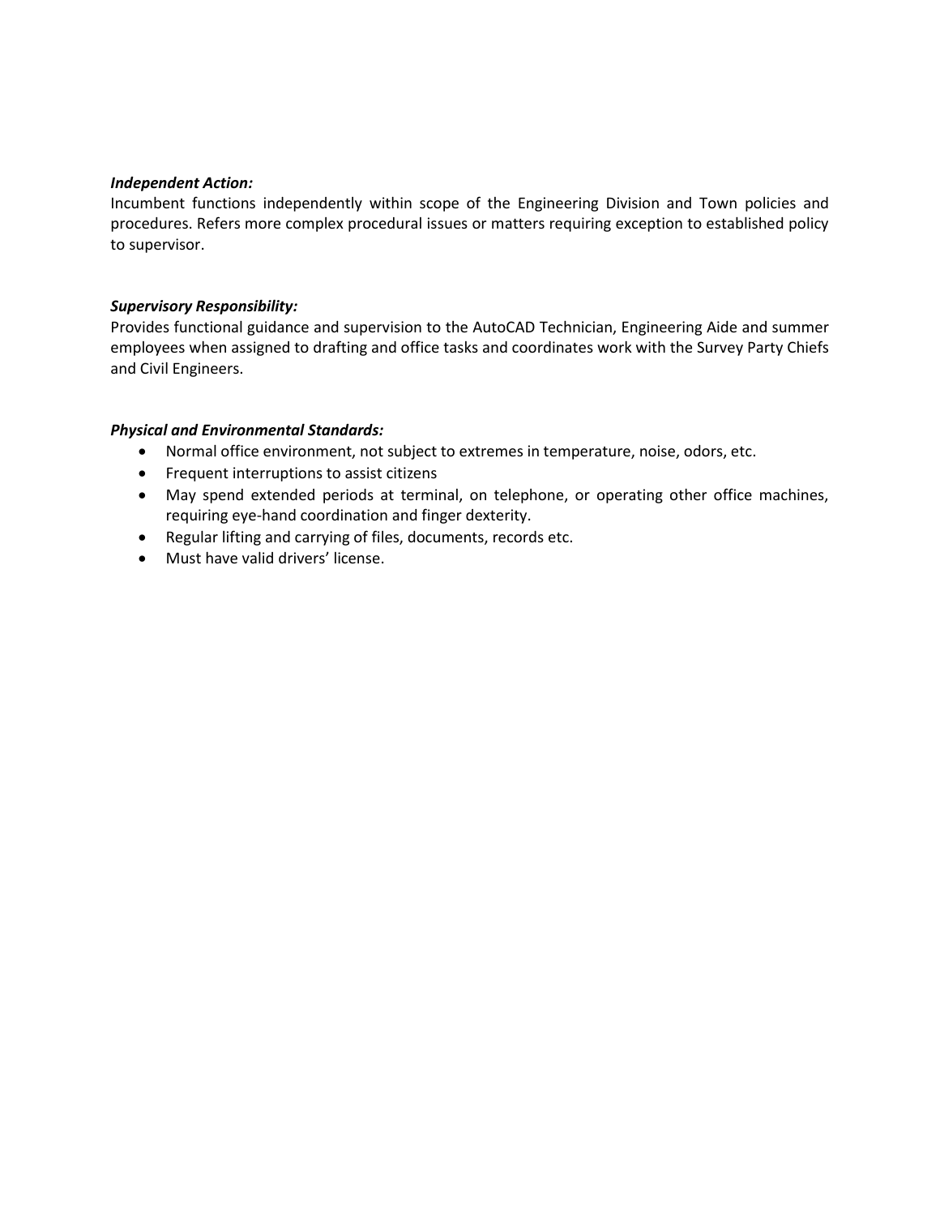***Independent Action:***

Incumbent functions independently within scope of the Engineering Division and Town policies and procedures. Refers more complex procedural issues or matters requiring exception to established policy to supervisor.

***Supervisory Responsibility:***

Provides functional guidance and supervision to the AutoCAD Technician, Engineering Aide and summer employees when assigned to drafting and office tasks and coordinates work with the Survey Party Chiefs and Civil Engineers.

***Physical and Environmental Standards:***

- Normal office environment, not subject to extremes in temperature, noise, odors, etc.
- Frequent interruptions to assist citizens
- May spend extended periods at terminal, on telephone, or operating other office machines, requiring eye-hand coordination and finger dexterity.
- Regular lifting and carrying of files, documents, records etc.
- Must have valid drivers' license.